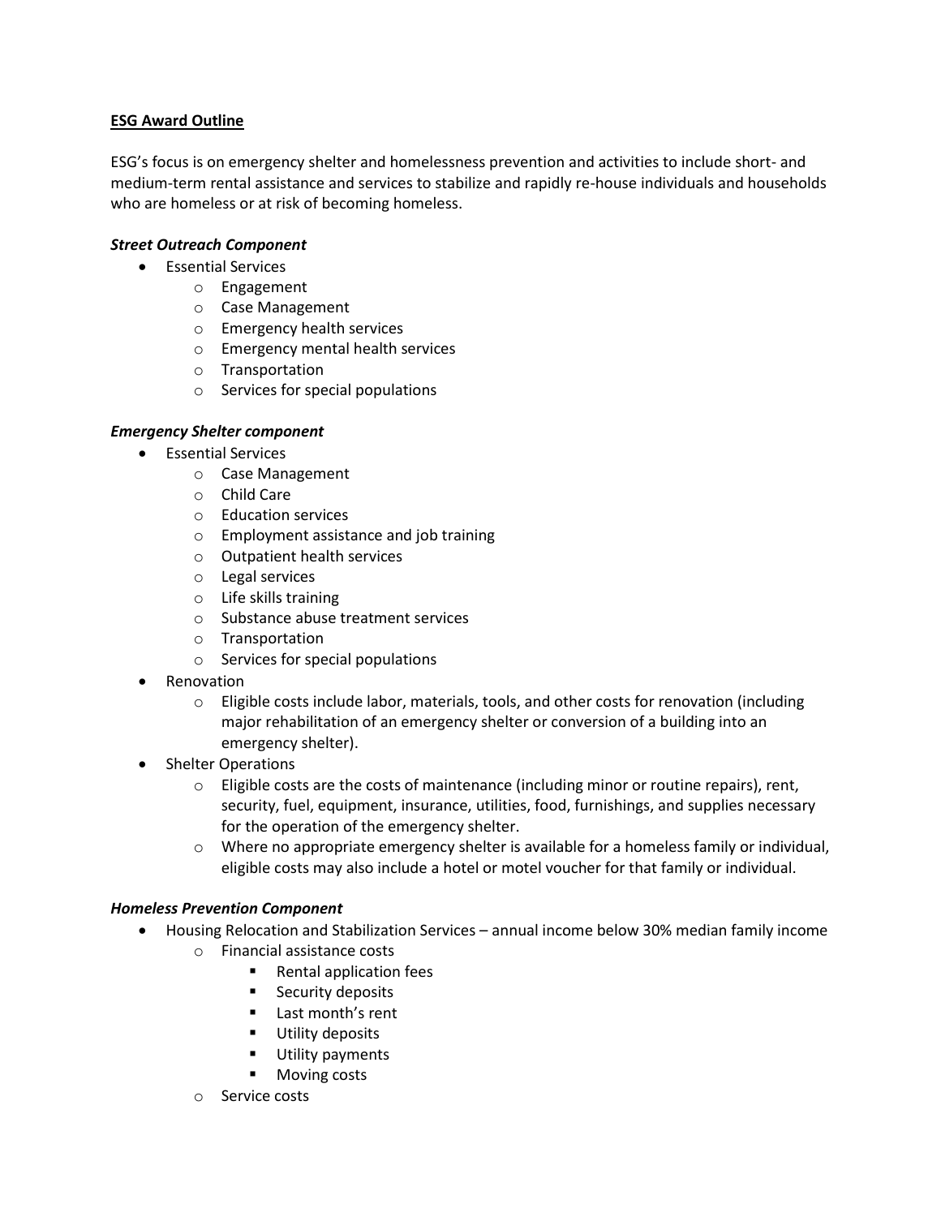**ESG Award Outline**

ESG's focus is on emergency shelter and homelessness prevention and activities to include short- and medium-term rental assistance and services to stabilize and rapidly re-house individuals and households who are homeless or at risk of becoming homeless.

***Street Outreach Component***

- Essential Services
  - Engagement
  - Case Management
  - Emergency health services
  - Emergency mental health services
  - Transportation
  - Services for special populations

***Emergency Shelter component***

- Essential Services
  - Case Management
  - Child Care
  - Education services
  - Employment assistance and job training
  - Outpatient health services
  - Legal services
  - Life skills training
  - Substance abuse treatment services
  - Transportation
  - Services for special populations
- Renovation
  - Eligible costs include labor, materials, tools, and other costs for renovation (including major rehabilitation of an emergency shelter or conversion of a building into an emergency shelter).
- Shelter Operations
  - Eligible costs are the costs of maintenance (including minor or routine repairs), rent, security, fuel, equipment, insurance, utilities, food, furnishings, and supplies necessary for the operation of the emergency shelter.
  - Where no appropriate emergency shelter is available for a homeless family or individual, eligible costs may also include a hotel or motel voucher for that family or individual.

***Homeless Prevention Component***

- Housing Relocation and Stabilization Services – annual income below 30% median family income
  - Financial assistance costs
    - Rental application fees
    - Security deposits
    - Last month's rent
    - Utility deposits
    - Utility payments
    - Moving costs
  - Service costs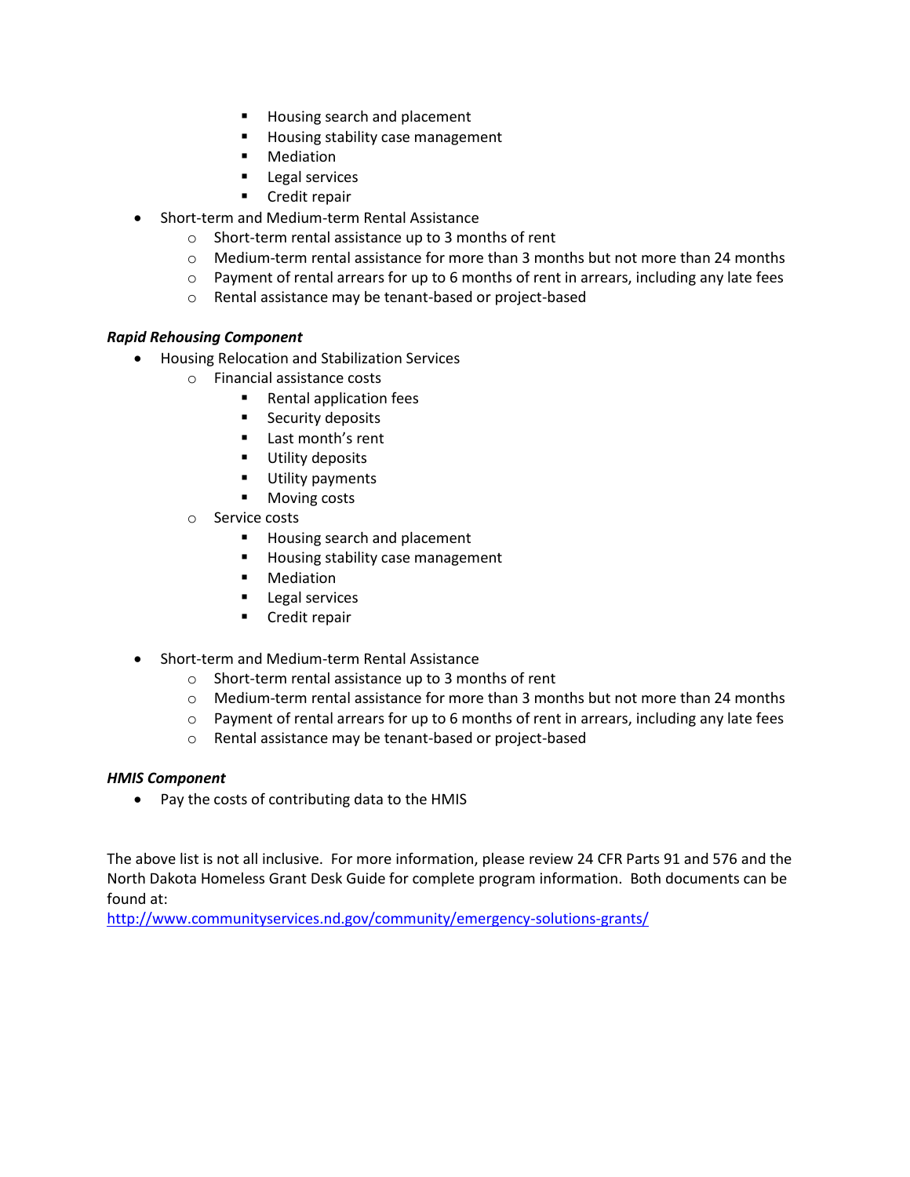- Housing search and placement
        - Housing stability case management
        - Mediation
        - Legal services
        - Credit repair
- Short-term and Medium-term Rental Assistance
    - Short-term rental assistance up to 3 months of rent
    - Medium-term rental assistance for more than 3 months but not more than 24 months
    - Payment of rental arrears for up to 6 months of rent in arrears, including any late fees
    - Rental assistance may be tenant-based or project-based

***Rapid Rehousing Component***

- Housing Relocation and Stabilization Services
    - Financial assistance costs
        - Rental application fees
        - Security deposits
        - Last month's rent
        - Utility deposits
        - Utility payments
        - Moving costs
    - Service costs
        - Housing search and placement
        - Housing stability case management
        - Mediation
        - Legal services
        - Credit repair

- Short-term and Medium-term Rental Assistance
    - Short-term rental assistance up to 3 months of rent
    - Medium-term rental assistance for more than 3 months but not more than 24 months
    - Payment of rental arrears for up to 6 months of rent in arrears, including any late fees
    - Rental assistance may be tenant-based or project-based

***HMIS Component***

- Pay the costs of contributing data to the HMIS

The above list is not all inclusive. For more information, please review 24 CFR Parts 91 and 576 and the North Dakota Homeless Grant Desk Guide for complete program information. Both documents can be found at:
[http://www.communityservices.nd.gov/community/emergency-solutions-grants/](http://www.communityservices.nd.gov/community/emergency-solutions-grants/)